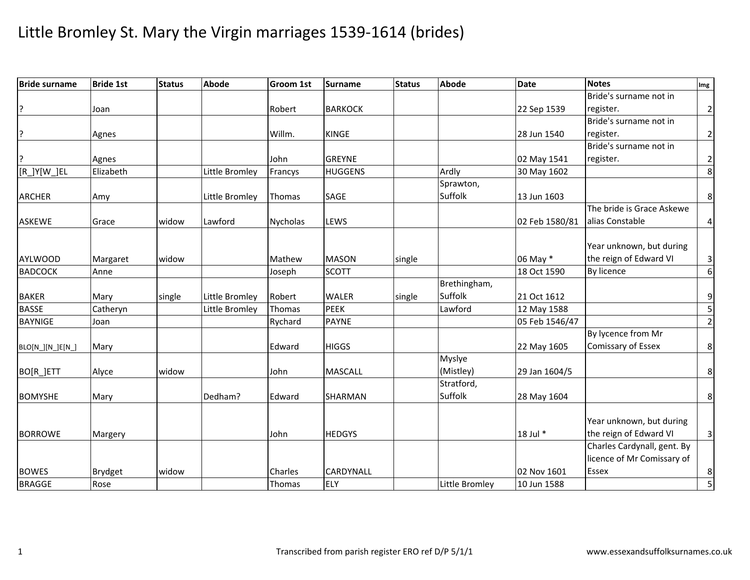# Little Bromley St. Mary the Virgin marriages 1539-1614 (brides)

| Bride surname | Bride 1st | Status | Abode | Groom 1st | Surname | Status | Abode | Date | Notes | Img |
|---|---|---|---|---|---|---|---|---|---|---|
| ? | Joan | | | Robert | BARKOCK | | | 22 Sep 1539 | Bride's surname not in register. | 2 |
| ? | Agnes | | | Willm. | KINGE | | | 28 Jun 1540 | Bride's surname not in register. | 2 |
| ? | Agnes | | | John | GREYNE | | | 02 May 1541 | Bride's surname not in register. | 2 |
| [R_]Y[W_]EL | Elizabeth | | Little Bromley | Francys | HUGGENS | | Ardly | 30 May 1602 | | 8 |
| ARCHER | Amy | | Little Bromley | Thomas | SAGE | | Sprawton, Suffolk | 13 Jun 1603 | | 8 |
| ASKEWE | Grace | widow | Lawford | Nycholas | LEWS | | | 02 Feb 1580/81 | The bride is Grace Askewe alias Constable | 4 |
| AYLWOOD | Margaret | widow | | Mathew | MASON | single | | 06 May * | Year unknown, but during the reign of Edward VI | 3 |
| BADCOCK | Anne | | | Joseph | SCOTT | | | 18 Oct 1590 | By licence | 6 |
| BAKER | Mary | single | Little Bromley | Robert | WALER | single | Brethingham, Suffolk | 21 Oct 1612 | | 9 |
| BASSE | Catheryn | | Little Bromley | Thomas | PEEK | | Lawford | 12 May 1588 | | 5 |
| BAYNIGE | Joan | | | Rychard | PAYNE | | | 05 Feb 1546/47 | | 2 |
| BLO[N_][N_]E[N_] | Mary | | | Edward | HIGGS | | | 22 May 1605 | By lycence from Mr Comissary of Essex | 8 |
| BO[R_]ETT | Alyce | widow | | John | MASCALL | | Myslye (Mistley) | 29 Jan 1604/5 | | 8 |
| BOMYSHE | Mary | | Dedham? | Edward | SHARMAN | | Stratford, Suffolk | 28 May 1604 | | 8 |
| BORROWE | Margery | | | John | HEDGYS | | | 18 Jul * | Year unknown, but during the reign of Edward VI | 3 |
| BOWES | Brydget | widow | | Charles | CARDYNALL | | | 02 Nov 1601 | Charles Cardynall, gent. By licence of Mr Comissary of Essex | 8 |
| BRAGGE | Rose | | | Thomas | ELY | | Little Bromley | 10 Jun 1588 | | 5 |

Transcribed from parish register ERO ref D/P 5/1/1

www.essexandsuffolksurnames.co.uk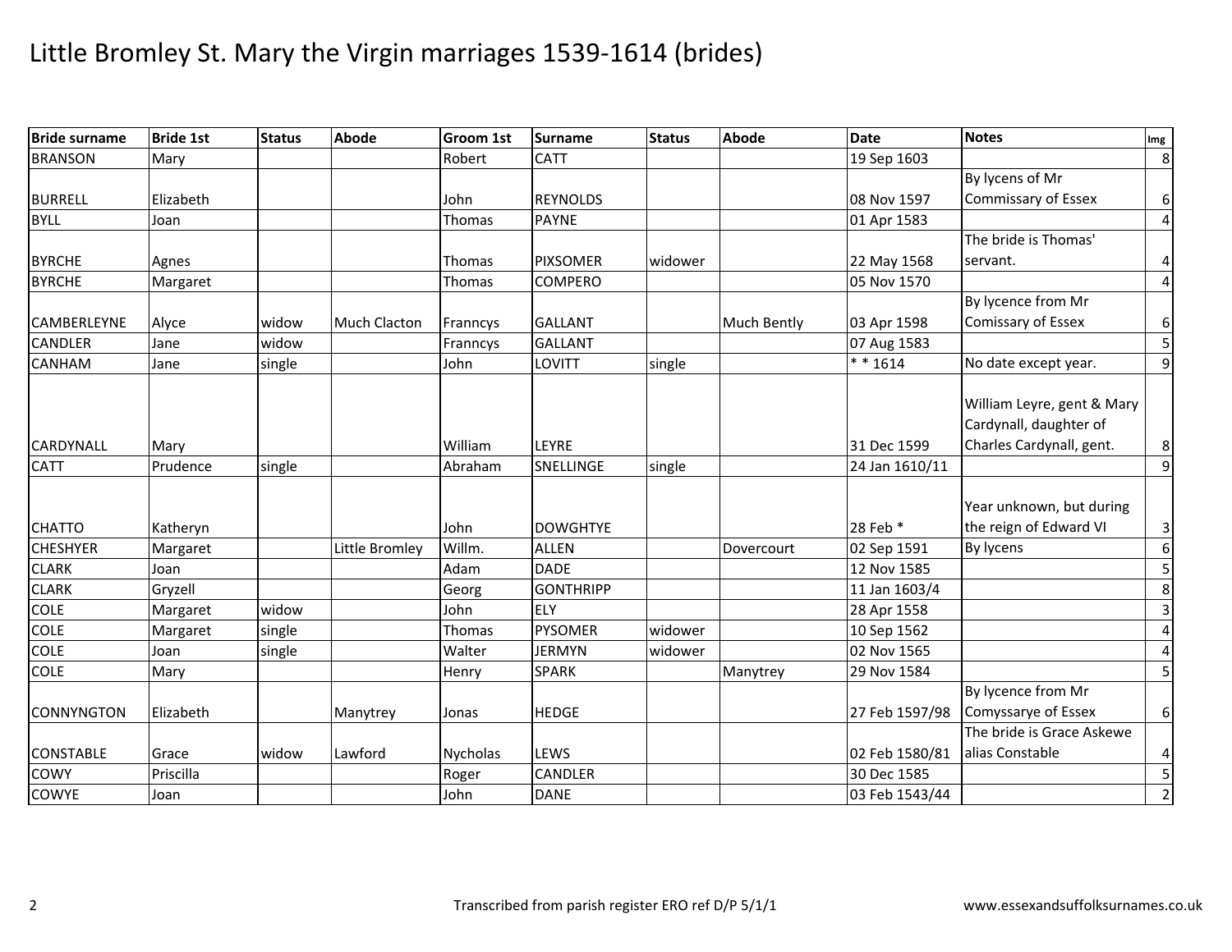# Little Bromley St. Mary the Virgin marriages 1539-1614 (brides)

| Bride surname | Bride 1st | Status | Abode | Groom 1st | Surname | Status | Abode | Date | Notes | Img |
|---|---|---|---|---|---|---|---|---|---|---|
| BRANSON | Mary | | | Robert | CATT | | | 19 Sep 1603 | | 8 |
| BURRELL | Elizabeth | | | John | REYNOLDS | | | 08 Nov 1597 | By lycens of Mr Commissary of Essex | 6 |
| BYLL | Joan | | | Thomas | PAYNE | | | 01 Apr 1583 | | 4 |
| BYRCHE | Agnes | | | Thomas | PIXSOMER | widower | | 22 May 1568 | The bride is Thomas' servant. | 4 |
| BYRCHE | Margaret | | | Thomas | COMPERO | | | 05 Nov 1570 | | 4 |
| CAMBERLEYNE | Alyce | widow | Much Clacton | Franncys | GALLANT | | Much Bently | 03 Apr 1598 | By lycence from Mr Comissary of Essex | 6 |
| CANDLER | Jane | widow | | Franncys | GALLANT | | | 07 Aug 1583 | | 5 |
| CANHAM | Jane | single | | John | LOVITT | single | | * * 1614 | No date except year. | 9 |
| CARDYNALL | Mary | | | William | LEYRE | | | 31 Dec 1599 | William Leyre, gent & Mary Cardynall, daughter of Charles Cardynall, gent. | 8 |
| CATT | Prudence | single | | Abraham | SNELLINGE | single | | 24 Jan 1610/11 | | 9 |
| CHATTO | Katheryn | | | John | DOWGHTYE | | | 28 Feb * | Year unknown, but during the reign of Edward VI | 3 |
| CHESHYER | Margaret | | Little Bromley | Willm. | ALLEN | | Dovercourt | 02 Sep 1591 | By lycens | 6 |
| CLARK | Joan | | | Adam | DADE | | | 12 Nov 1585 | | 5 |
| CLARK | Gryzell | | | Georg | GONTHRIPP | | | 11 Jan 1603/4 | | 8 |
| COLE | Margaret | widow | | John | ELY | | | 28 Apr 1558 | | 3 |
| COLE | Margaret | single | | Thomas | PYSOMER | widower | | 10 Sep 1562 | | 4 |
| COLE | Joan | single | | Walter | JERMYN | widower | | 02 Nov 1565 | | 4 |
| COLE | Mary | | | Henry | SPARK | | Manytrey | 29 Nov 1584 | | 5 |
| CONNYNGTON | Elizabeth | | Manytrey | Jonas | HEDGE | | | 27 Feb 1597/98 | By lycence from Mr Comyssarye of Essex | 6 |
| CONSTABLE | Grace | widow | Lawford | Nycholas | LEWS | | | 02 Feb 1580/81 | The bride is Grace Askewe alias Constable | 4 |
| COWY | Priscilla | | | Roger | CANDLER | | | 30 Dec 1585 | | 5 |
| COWYE | Joan | | | John | DANE | | | 03 Feb 1543/44 | | 2 |

Transcribed from parish register ERO ref D/P 5/1/1

www.essexandsuffolksurnames.co.uk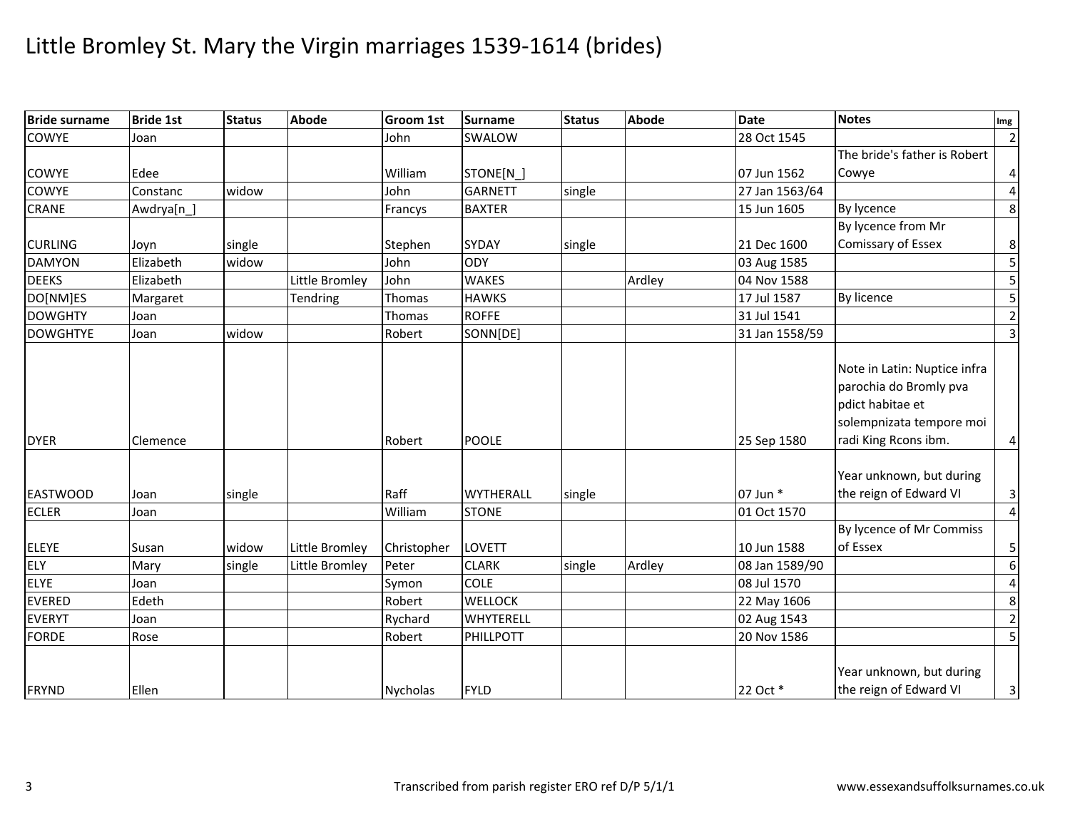# Little Bromley St. Mary the Virgin marriages 1539-1614 (brides)

| Bride surname | Bride 1st | Status | Abode | Groom 1st | Surname | Status | Abode | Date | Notes | Img |
|---|---|---|---|---|---|---|---|---|---|---|
| COWYE | Joan | | | John | SWALOW | | | 28 Oct 1545 | | 2 |
| COWYE | Edee | | | William | STONE[N_] | | | 07 Jun 1562 | The bride's father is Robert Cowye | 4 |
| COWYE | Constanc | widow | | John | GARNETT | single | | 27 Jan 1563/64 | | 4 |
| CRANE | Awdrya[n_] | | | Francys | BAXTER | | | 15 Jun 1605 | By lycence | 8 |
| CURLING | Joyn | single | | Stephen | SYDAY | single | | 21 Dec 1600 | By lycence from Mr Comissary of Essex | 8 |
| DAMYON | Elizabeth | widow | | John | ODY | | | 03 Aug 1585 | | 5 |
| DEEKS | Elizabeth | | Little Bromley | John | WAKES | | Ardley | 04 Nov 1588 | | 5 |
| DO[NM]ES | Margaret | | Tendring | Thomas | HAWKS | | | 17 Jul 1587 | By licence | 5 |
| DOWGHTY | Joan | | | Thomas | ROFFE | | | 31 Jul 1541 | | 2 |
| DOWGHTYE | Joan | widow | | Robert | SONN[DE] | | | 31 Jan 1558/59 | | 3 |
| DYER | Clemence | | | Robert | POOLE | | | 25 Sep 1580 | Note in Latin: Nuptice infra parochia do Bromly pva pdict habitae et solempnizata tempore moi radi King Rcons ibm. | 4 |
| EASTWOOD | Joan | single | | Raff | WYTHERALL | single | | 07 Jun * | Year unknown, but during the reign of Edward VI | 3 |
| ECLER | Joan | | | William | STONE | | | 01 Oct 1570 | | 4 |
| ELEYE | Susan | widow | Little Bromley | Christopher | LOVETT | | | 10 Jun 1588 | By lycence of Mr Commiss of Essex | 5 |
| ELY | Mary | single | Little Bromley | Peter | CLARK | single | Ardley | 08 Jan 1589/90 | | 6 |
| ELYE | Joan | | | Symon | COLE | | | 08 Jul 1570 | | 4 |
| EVERED | Edeth | | | Robert | WELLOCK | | | 22 May 1606 | | 8 |
| EVERYT | Joan | | | Rychard | WHYTERELL | | | 02 Aug 1543 | | 2 |
| FORDE | Rose | | | Robert | PHILLPOTT | | | 20 Nov 1586 | | 5 |
| FRYND | Ellen | | | Nycholas | FYLD | | | 22 Oct * | Year unknown, but during the reign of Edward VI | 3 |

Transcribed from parish register ERO ref D/P 5/1/1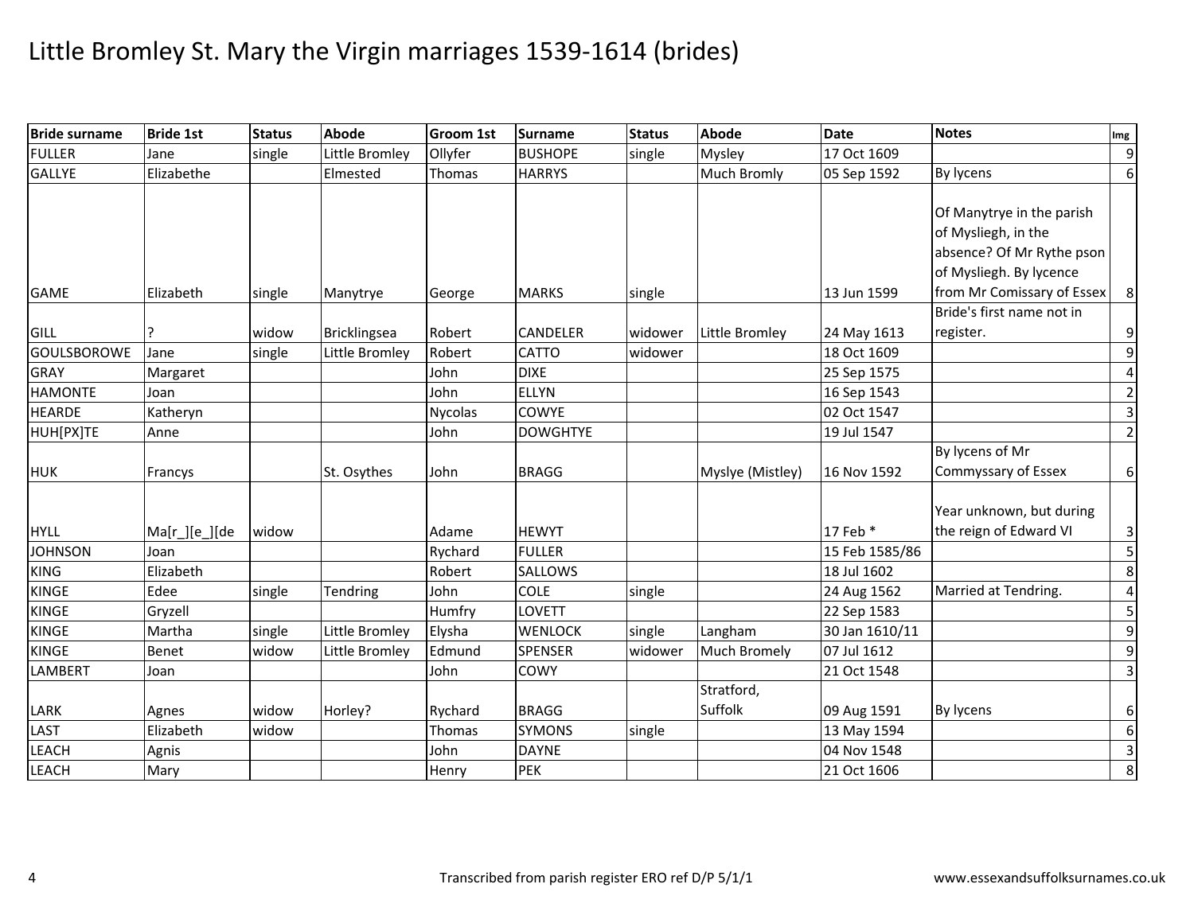# Little Bromley St. Mary the Virgin marriages 1539-1614 (brides)

| Bride surname | Bride 1st | Status | Abode | Groom 1st | Surname | Status | Abode | Date | Notes | Img |
|---|---|---|---|---|---|---|---|---|---|---|
| FULLER | Jane | single | Little Bromley | Ollyfer | BUSHOPE | single | Mysley | 17 Oct 1609 | | 9 |
| GALLYE | Elizabethe | | Elmested | Thomas | HARRYS | | Much Bromly | 05 Sep 1592 | By lycens | 6 |
| GAME | Elizabeth | single | Manytrye | George | MARKS | single | | 13 Jun 1599 | Of Manytrye in the parish of Mysliegh, in the absence? Of Mr Rythe pson of Mysliegh. By lycence from Mr Comissary of Essex | 8 |
| GILL | ? | widow | Bricklingsea | Robert | CANDELER | widower | Little Bromley | 24 May 1613 | Bride's first name not in register. | 9 |
| GOULSBOROWE | Jane | single | Little Bromley | Robert | CATTO | widower | | 18 Oct 1609 | | 9 |
| GRAY | Margaret | | | John | DIXE | | | 25 Sep 1575 | | 4 |
| HAMONTE | Joan | | | John | ELLYN | | | 16 Sep 1543 | | 2 |
| HEARDE | Katheryn | | | Nycolas | COWYE | | | 02 Oct 1547 | | 3 |
| HUH[PX]TE | Anne | | | John | DOWGHTYE | | | 19 Jul 1547 | | 2 |
| HUK | Francys | | St. Osythes | John | BRAGG | | Myslye (Mistley) | 16 Nov 1592 | By lycens of Mr Commyssary of Essex | 6 |
| HYLL | Ma[r_][e_][de | widow | | Adame | HEWYT | | | 17 Feb * | Year unknown, but during the reign of Edward VI | 3 |
| JOHNSON | Joan | | | Rychard | FULLER | | | 15 Feb 1585/86 | | 5 |
| KING | Elizabeth | | | Robert | SALLOWS | | | 18 Jul 1602 | | 8 |
| KINGE | Edee | single | Tendring | John | COLE | single | | 24 Aug 1562 | Married at Tendring. | 4 |
| KINGE | Gryzell | | | Humfry | LOVETT | | | 22 Sep 1583 | | 5 |
| KINGE | Martha | single | Little Bromley | Elysha | WENLOCK | single | Langham | 30 Jan 1610/11 | | 9 |
| KINGE | Benet | widow | Little Bromley | Edmund | SPENSER | widower | Much Bromely | 07 Jul 1612 | | 9 |
| LAMBERT | Joan | | | John | COWY | | | 21 Oct 1548 | | 3 |
| LARK | Agnes | widow | Horley? | Rychard | BRAGG | | Stratford, Suffolk | 09 Aug 1591 | By lycens | 6 |
| LAST | Elizabeth | widow | | Thomas | SYMONS | single | | 13 May 1594 | | 6 |
| LEACH | Agnis | | | John | DAYNE | | | 04 Nov 1548 | | 3 |
| LEACH | Mary | | | Henry | PEK | | | 21 Oct 1606 | | 8 |

Transcribed from parish register ERO ref D/P 5/1/1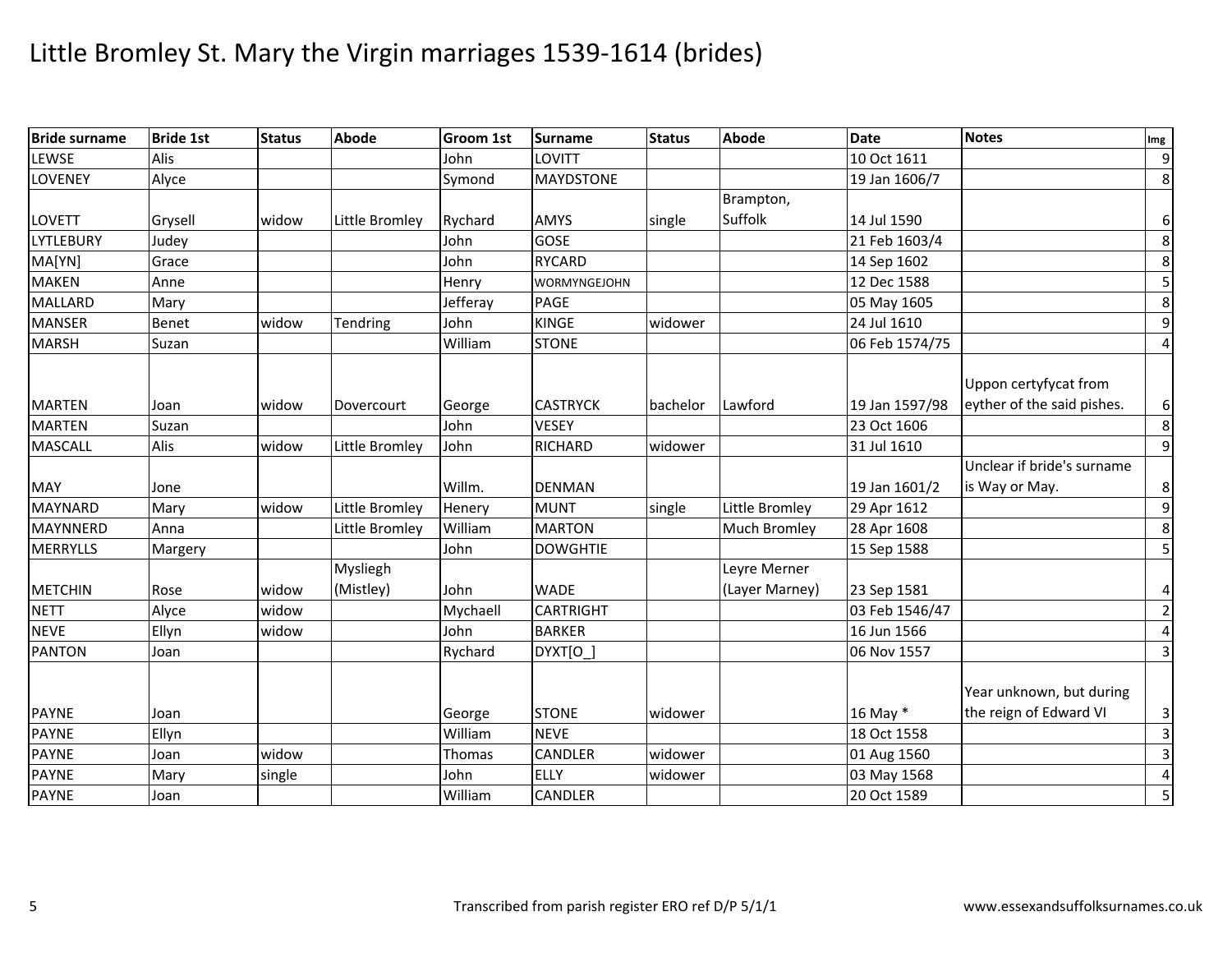# Little Bromley St. Mary the Virgin marriages 1539-1614 (brides)

| Bride surname | Bride 1st | Status | Abode | Groom 1st | Surname | Status | Abode | Date | Notes | Img |
|---|---|---|---|---|---|---|---|---|---|---|
| LEWSE | Alis | | | John | LOVITT | | | 10 Oct 1611 | | 9 |
| LOVENEY | Alyce | | | Symond | MAYDSTONE | | | 19 Jan 1606/7 | | 8 |
| LOVETT | Grysell | widow | Little Bromley | Rychard | AMYS | single | Brampton, Suffolk | 14 Jul 1590 | | 6 |
| LYTLEBURY | Judey | | | John | GOSE | | | 21 Feb 1603/4 | | 8 |
| MA[YN] | Grace | | | John | RYCARD | | | 14 Sep 1602 | | 8 |
| MAKEN | Anne | | | Henry | WORMYNGEJOHN | | | 12 Dec 1588 | | 5 |
| MALLARD | Mary | | | Jefferay | PAGE | | | 05 May 1605 | | 8 |
| MANSER | Benet | widow | Tendring | John | KINGE | widower | | 24 Jul 1610 | | 9 |
| MARSH | Suzan | | | William | STONE | | | 06 Feb 1574/75 | | 4 |
| MARTEN | Joan | widow | Dovercourt | George | CASTRYCK | bachelor | Lawford | 19 Jan 1597/98 | Uppon certyfycat from eyther of the said pishes. | 6 |
| MARTEN | Suzan | | | John | VESEY | | | 23 Oct 1606 | | 8 |
| MASCALL | Alis | widow | Little Bromley | John | RICHARD | widower | | 31 Jul 1610 | | 9 |
| MAY | Jone | | | Willm. | DENMAN | | | 19 Jan 1601/2 | Unclear if bride's surname is Way or May. | 8 |
| MAYNARD | Mary | widow | Little Bromley | Henery | MUNT | single | Little Bromley | 29 Apr 1612 | | 9 |
| MAYNNERD | Anna | | Little Bromley | William | MARTON | | Much Bromley | 28 Apr 1608 | | 8 |
| MERRYLLS | Margery | | | John | DOWGHTIE | | | 15 Sep 1588 | | 5 |
| METCHIN | Rose | widow | Mysliegh (Mistley) | John | WADE | | Leyre Merner (Layer Marney) | 23 Sep 1581 | | 4 |
| NETT | Alyce | widow | | Mychaell | CARTRIGHT | | | 03 Feb 1546/47 | | 2 |
| NEVE | Ellyn | widow | | John | BARKER | | | 16 Jun 1566 | | 4 |
| PANTON | Joan | | | Rychard | DYXT[O_] | | | 06 Nov 1557 | | 3 |
| PAYNE | Joan | | | George | STONE | widower | | 16 May * | Year unknown, but during the reign of Edward VI | 3 |
| PAYNE | Ellyn | | | William | NEVE | | | 18 Oct 1558 | | 3 |
| PAYNE | Joan | widow | | Thomas | CANDLER | widower | | 01 Aug 1560 | | 3 |
| PAYNE | Mary | single | | John | ELLY | widower | | 03 May 1568 | | 4 |
| PAYNE | Joan | | | William | CANDLER | | | 20 Oct 1589 | | 5 |

Transcribed from parish register ERO ref D/P 5/1/1

www.essexandsuffolksurnames.co.uk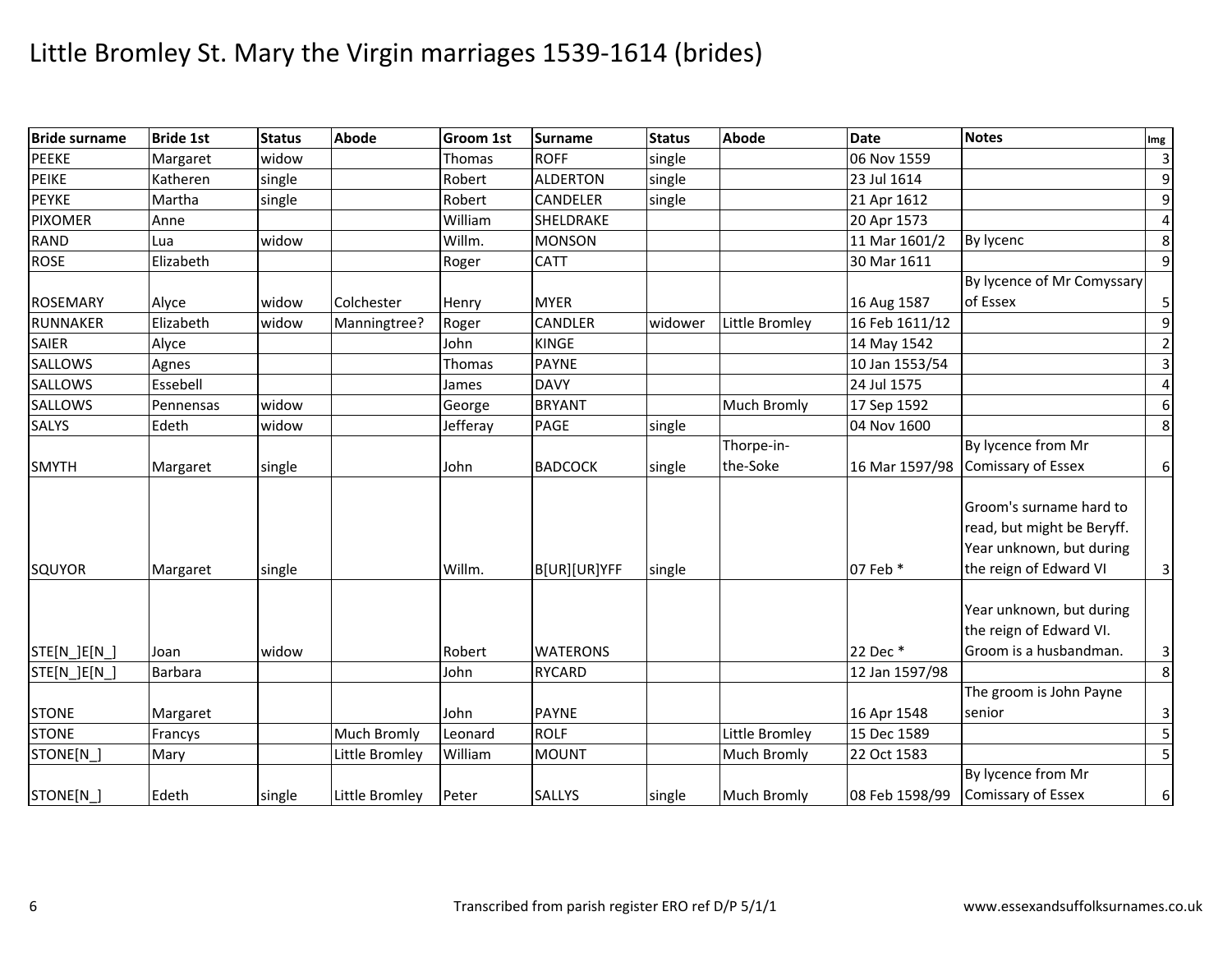# Little Bromley St. Mary the Virgin marriages 1539-1614 (brides)

| Bride surname | Bride 1st | Status | Abode | Groom 1st | Surname | Status | Abode | Date | Notes | Img |
|---|---|---|---|---|---|---|---|---|---|---|
| PEEKE | Margaret | widow | | Thomas | ROFF | single | | 06 Nov 1559 | | 3 |
| PEIKE | Katheren | single | | Robert | ALDERTON | single | | 23 Jul 1614 | | 9 |
| PEYKE | Martha | single | | Robert | CANDELER | single | | 21 Apr 1612 | | 9 |
| PIXOMER | Anne | | | William | SHELDRAKE | | | 20 Apr 1573 | | 4 |
| RAND | Lua | widow | | Willm. | MONSON | | | 11 Mar 1601/2 | By lycenc | 8 |
| ROSE | Elizabeth | | | Roger | CATT | | | 30 Mar 1611 | | 9 |
| ROSEMARY | Alyce | widow | Colchester | Henry | MYER | | | 16 Aug 1587 | By lycence of Mr Comyssary of Essex | 5 |
| RUNNAKER | Elizabeth | widow | Manningtree? | Roger | CANDLER | widower | Little Bromley | 16 Feb 1611/12 | | 9 |
| SAIER | Alyce | | | John | KINGE | | | 14 May 1542 | | 2 |
| SALLOWS | Agnes | | | Thomas | PAYNE | | | 10 Jan 1553/54 | | 3 |
| SALLOWS | Essebell | | | James | DAVY | | | 24 Jul 1575 | | 4 |
| SALLOWS | Pennensas | widow | | George | BRYANT | | Much Bromly | 17 Sep 1592 | | 6 |
| SALYS | Edeth | widow | | Jefferay | PAGE | single | | 04 Nov 1600 | | 8 |
| SMYTH | Margaret | single | | John | BADCOCK | single | Thorpe-in-the-Soke | 16 Mar 1597/98 | By lycence from Mr Comissary of Essex | 6 |
| SQUYOR | Margaret | single | | Willm. | B[UR][UR]YFF | single | | 07 Feb * | Groom's surname hard to read, but might be Beryff. Year unknown, but during the reign of Edward VI | 3 |
| STE[N_]E[N_] | Joan | widow | | Robert | WATERONS | | | 22 Dec * | Year unknown, but during the reign of Edward VI. Groom is a husbandman. | 3 |
| STE[N_]E[N_] | Barbara | | | John | RYCARD | | | 12 Jan 1597/98 | | 8 |
| STONE | Margaret | | | John | PAYNE | | | 16 Apr 1548 | The groom is John Payne senior | 3 |
| STONE | Francys | | Much Bromly | Leonard | ROLF | | Little Bromley | 15 Dec 1589 | | 5 |
| STONE[N_] | Mary | | Little Bromley | William | MOUNT | | Much Bromly | 22 Oct 1583 | | 5 |
| STONE[N_] | Edeth | single | Little Bromley | Peter | SALLYS | single | Much Bromly | 08 Feb 1598/99 | By lycence from Mr Comissary of Essex | 6 |

Transcribed from parish register ERO ref D/P 5/1/1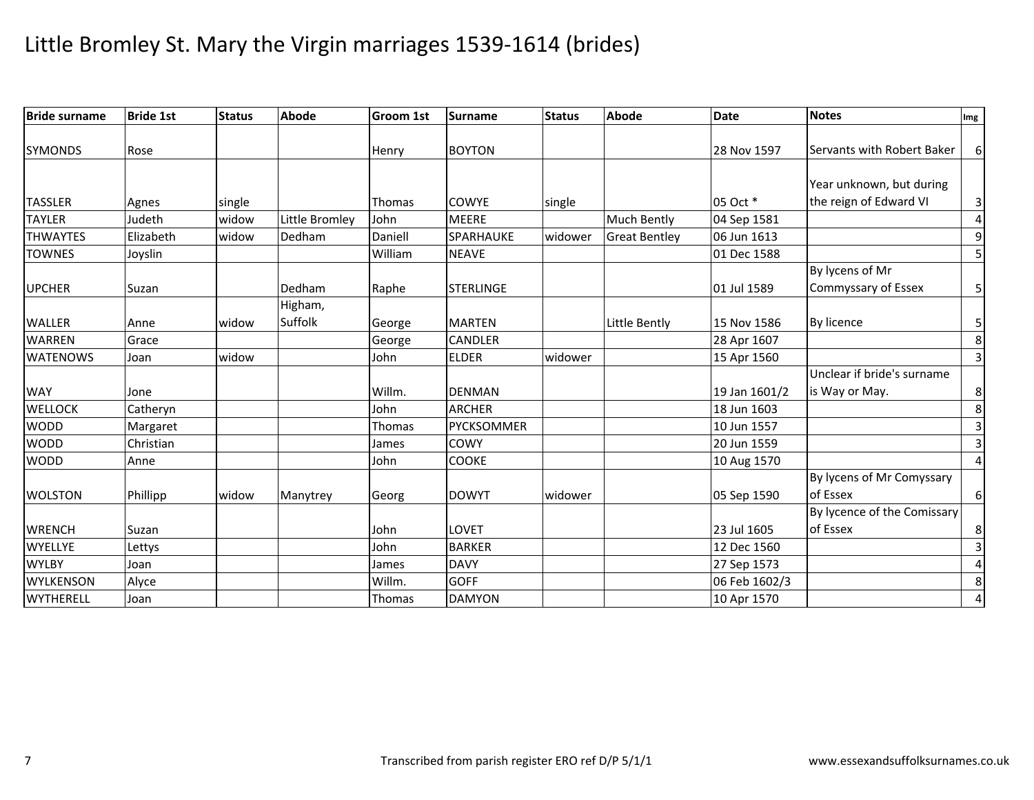# Little Bromley St. Mary the Virgin marriages 1539-1614 (brides)

| Bride surname | Bride 1st | Status | Abode | Groom 1st | Surname | Status | Abode | Date | Notes | Img |
|---|---|---|---|---|---|---|---|---|---|---|
| SYMONDS | Rose | | | Henry | BOYTON | | | 28 Nov 1597 | Servants with Robert Baker | 6 |
| TASSLER | Agnes | single | | Thomas | COWYE | single | | 05 Oct * | Year unknown, but during the reign of Edward VI | 3 |
| TAYLER | Judeth | widow | Little Bromley | John | MEERE | | Much Bently | 04 Sep 1581 | | 4 |
| THWAYTES | Elizabeth | widow | Dedham | Daniell | SPARHAUKE | widower | Great Bentley | 06 Jun 1613 | | 9 |
| TOWNES | Joyslin | | | William | NEAVE | | | 01 Dec 1588 | | 5 |
| UPCHER | Suzan | | Dedham | Raphe | STERLINGE | | | 01 Jul 1589 | By lycens of Mr Commyssary of Essex | 5 |
| WALLER | Anne | widow | Higham, Suffolk | George | MARTEN | | Little Bently | 15 Nov 1586 | By licence | 5 |
| WARREN | Grace | | | George | CANDLER | | | 28 Apr 1607 | | 8 |
| WATENOWS | Joan | widow | | John | ELDER | widower | | 15 Apr 1560 | | 3 |
| WAY | Jone | | | Willm. | DENMAN | | | 19 Jan 1601/2 | Unclear if bride's surname is Way or May. | 8 |
| WELLOCK | Catheryn | | | John | ARCHER | | | 18 Jun 1603 | | 8 |
| WODD | Margaret | | | Thomas | PYCKSOMMER | | | 10 Jun 1557 | | 3 |
| WODD | Christian | | | James | COWY | | | 20 Jun 1559 | | 3 |
| WODD | Anne | | | John | COOKE | | | 10 Aug 1570 | | 4 |
| WOLSTON | Phillipp | widow | Manytrey | Georg | DOWYT | widower | | 05 Sep 1590 | By lycens of Mr Comyssary of Essex | 6 |
| WRENCH | Suzan | | | John | LOVET | | | 23 Jul 1605 | By lycence of the Comissary of Essex | 8 |
| WYELLYE | Lettys | | | John | BARKER | | | 12 Dec 1560 | | 3 |
| WYLBY | Joan | | | James | DAVY | | | 27 Sep 1573 | | 4 |
| WYLKENSON | Alyce | | | Willm. | GOFF | | | 06 Feb 1602/3 | | 8 |
| WYTHERELL | Joan | | | Thomas | DAMYON | | | 10 Apr 1570 | | 4 |

Transcribed from parish register ERO ref D/P 5/1/1

www.essexandsuffolksurnames.co.uk